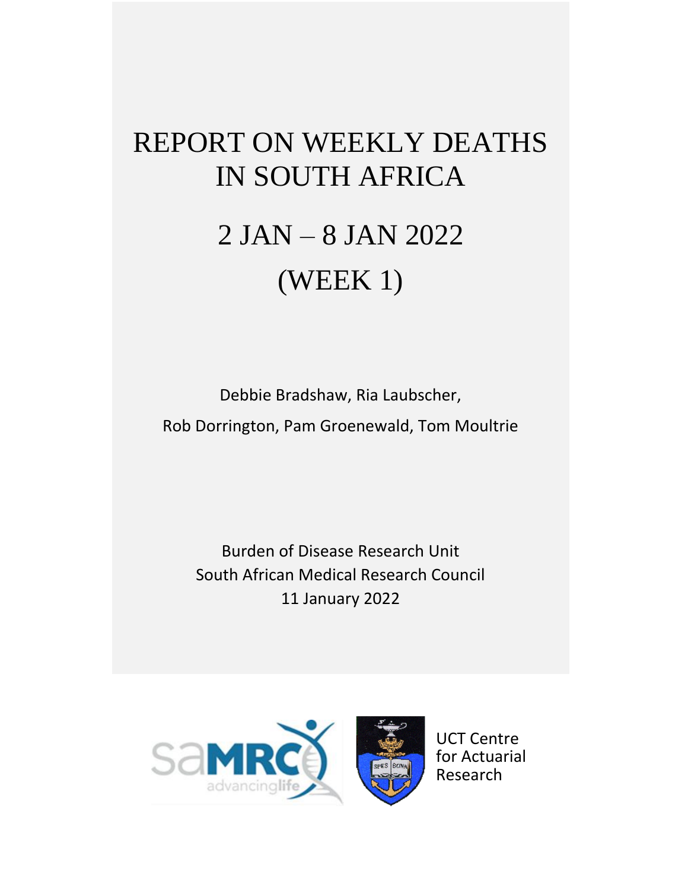# REPORT ON WEEKLY DEATHS IN SOUTH AFRICA

# 2 JAN – 8 JAN 2022

# (WEEK 1)

Debbie Bradshaw, Ria Laubscher,

Rob Dorrington, Pam Groenewald, Tom Moultrie

Burden of Disease Research Unit
South African Medical Research Council
11 January 2022

UCT Centre for Actuarial Research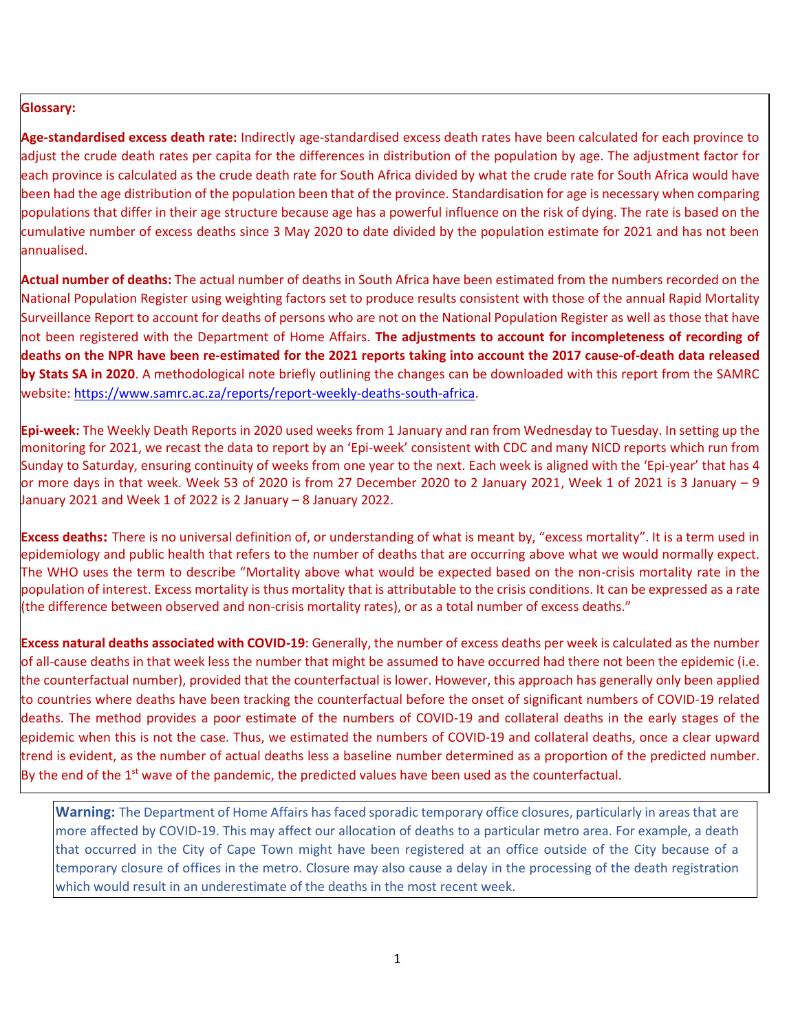**Glossary:**

**Age-standardised excess death rate:** Indirectly age-standardised excess death rates have been calculated for each province to adjust the crude death rates per capita for the differences in distribution of the population by age. The adjustment factor for each province is calculated as the crude death rate for South Africa divided by what the crude rate for South Africa would have been had the age distribution of the population been that of the province. Standardisation for age is necessary when comparing populations that differ in their age structure because age has a powerful influence on the risk of dying. The rate is based on the cumulative number of excess deaths since 3 May 2020 to date divided by the population estimate for 2021 and has not been annualised.

**Actual number of deaths:** The actual number of deaths in South Africa have been estimated from the numbers recorded on the National Population Register using weighting factors set to produce results consistent with those of the annual Rapid Mortality Surveillance Report to account for deaths of persons who are not on the National Population Register as well as those that have not been registered with the Department of Home Affairs. **The adjustments to account for incompleteness of recording of deaths on the NPR have been re-estimated for the 2021 reports taking into account the 2017 cause-of-death data released by Stats SA in 2020**. A methodological note briefly outlining the changes can be downloaded with this report from the SAMRC website: https://www.samrc.ac.za/reports/report-weekly-deaths-south-africa.

**Epi-week:** The Weekly Death Reports in 2020 used weeks from 1 January and ran from Wednesday to Tuesday. In setting up the monitoring for 2021, we recast the data to report by an 'Epi-week' consistent with CDC and many NICD reports which run from Sunday to Saturday, ensuring continuity of weeks from one year to the next. Each week is aligned with the 'Epi-year' that has 4 or more days in that week. Week 53 of 2020 is from 27 December 2020 to 2 January 2021, Week 1 of 2021 is 3 January – 9 January 2021 and Week 1 of 2022 is 2 January – 8 January 2022.

**Excess deaths:** There is no universal definition of, or understanding of what is meant by, "excess mortality". It is a term used in epidemiology and public health that refers to the number of deaths that are occurring above what we would normally expect. The WHO uses the term to describe "Mortality above what would be expected based on the non-crisis mortality rate in the population of interest. Excess mortality is thus mortality that is attributable to the crisis conditions. It can be expressed as a rate (the difference between observed and non-crisis mortality rates), or as a total number of excess deaths."

**Excess natural deaths associated with COVID-19**: Generally, the number of excess deaths per week is calculated as the number of all-cause deaths in that week less the number that might be assumed to have occurred had there not been the epidemic (i.e. the counterfactual number), provided that the counterfactual is lower. However, this approach has generally only been applied to countries where deaths have been tracking the counterfactual before the onset of significant numbers of COVID-19 related deaths. The method provides a poor estimate of the numbers of COVID-19 and collateral deaths in the early stages of the epidemic when this is not the case. Thus, we estimated the numbers of COVID-19 and collateral deaths, once a clear upward trend is evident, as the number of actual deaths less a baseline number determined as a proportion of the predicted number. By the end of the 1st wave of the pandemic, the predicted values have been used as the counterfactual.

**Warning:** The Department of Home Affairs has faced sporadic temporary office closures, particularly in areas that are more affected by COVID-19. This may affect our allocation of deaths to a particular metro area. For example, a death that occurred in the City of Cape Town might have been registered at an office outside of the City because of a temporary closure of offices in the metro. Closure may also cause a delay in the processing of the death registration which would result in an underestimate of the deaths in the most recent week.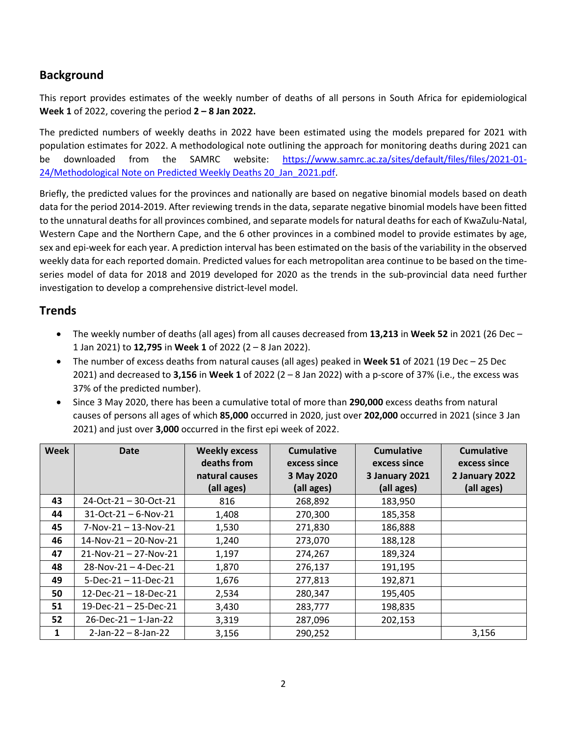## Background

This report provides estimates of the weekly number of deaths of all persons in South Africa for epidemiological **Week 1** of 2022, covering the period **2 – 8 Jan 2022.**

The predicted numbers of weekly deaths in 2022 have been estimated using the models prepared for 2021 with population estimates for 2022. A methodological note outlining the approach for monitoring deaths during 2021 can be downloaded from the SAMRC website: [https://www.samrc.ac.za/sites/default/files/files/2021-01-24/Methodological Note on Predicted Weekly Deaths 20_Jan_2021.pdf](https://www.samrc.ac.za/sites/default/files/files/2021-01-24/Methodological Note on Predicted Weekly Deaths 20_Jan_2021.pdf).

Briefly, the predicted values for the provinces and nationally are based on negative binomial models based on death data for the period 2014-2019. After reviewing trends in the data, separate negative binomial models have been fitted to the unnatural deaths for all provinces combined, and separate models for natural deaths for each of KwaZulu-Natal, Western Cape and the Northern Cape, and the 6 other provinces in a combined model to provide estimates by age, sex and epi-week for each year. A prediction interval has been estimated on the basis of the variability in the observed weekly data for each reported domain. Predicted values for each metropolitan area continue to be based on the time-series model of data for 2018 and 2019 developed for 2020 as the trends in the sub-provincial data need further investigation to develop a comprehensive district-level model.

## Trends

- The weekly number of deaths (all ages) from all causes decreased from **13,213** in **Week 52** in 2021 (26 Dec – 1 Jan 2021) to **12,795** in **Week 1** of 2022 (2 – 8 Jan 2022).
- The number of excess deaths from natural causes (all ages) peaked in **Week 51** of 2021 (19 Dec – 25 Dec 2021) and decreased to **3,156** in **Week 1** of 2022 (2 – 8 Jan 2022) with a p-score of 37% (i.e., the excess was 37% of the predicted number).
- Since 3 May 2020, there has been a cumulative total of more than **290,000** excess deaths from natural causes of persons all ages of which **85,000** occurred in 2020, just over **202,000** occurred in 2021 (since 3 Jan 2021) and just over **3,000** occurred in the first epi week of 2022.

| Week | Date | Weekly excess deaths from natural causes (all ages) | Cumulative excess since 3 May 2020 (all ages) | Cumulative excess since 3 January 2021 (all ages) | Cumulative excess since 2 January 2022 (all ages) |
|---|---|---|---|---|---|
| 43 | 24-Oct-21 – 30-Oct-21 | 816 | 268,892 | 183,950 | |
| 44 | 31-Oct-21 – 6-Nov-21 | 1,408 | 270,300 | 185,358 | |
| 45 | 7-Nov-21 – 13-Nov-21 | 1,530 | 271,830 | 186,888 | |
| 46 | 14-Nov-21 – 20-Nov-21 | 1,240 | 273,070 | 188,128 | |
| 47 | 21-Nov-21 – 27-Nov-21 | 1,197 | 274,267 | 189,324 | |
| 48 | 28-Nov-21 – 4-Dec-21 | 1,870 | 276,137 | 191,195 | |
| 49 | 5-Dec-21 – 11-Dec-21 | 1,676 | 277,813 | 192,871 | |
| 50 | 12-Dec-21 – 18-Dec-21 | 2,534 | 280,347 | 195,405 | |
| 51 | 19-Dec-21 – 25-Dec-21 | 3,430 | 283,777 | 198,835 | |
| 52 | 26-Dec-21 – 1-Jan-22 | 3,319 | 287,096 | 202,153 | |
| 1 | 2-Jan-22 – 8-Jan-22 | 3,156 | 290,252 | | 3,156 |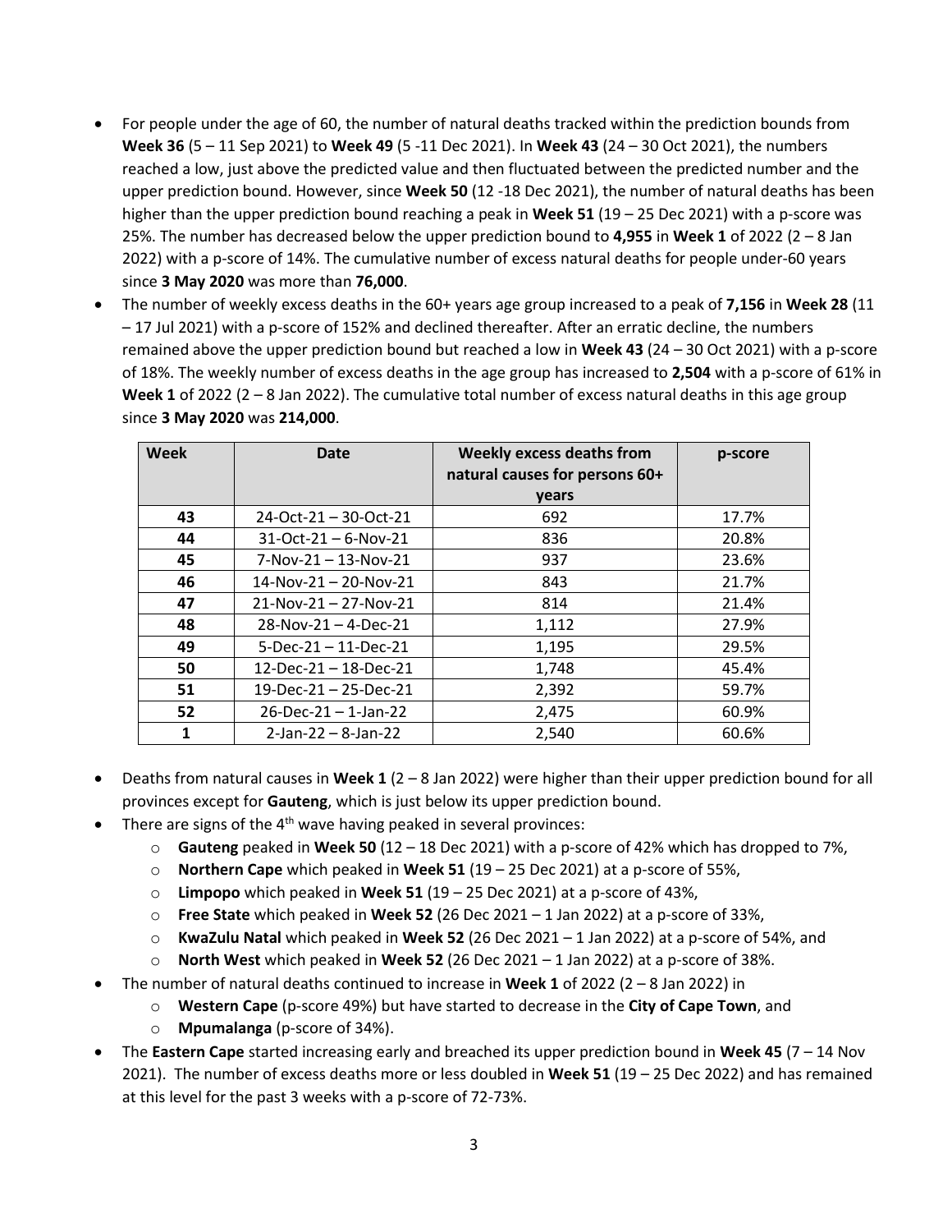- For people under the age of 60, the number of natural deaths tracked within the prediction bounds from **Week 36** (5 – 11 Sep 2021) to **Week 49** (5 -11 Dec 2021). In **Week 43** (24 – 30 Oct 2021), the numbers reached a low, just above the predicted value and then fluctuated between the predicted number and the upper prediction bound. However, since **Week 50** (12 -18 Dec 2021), the number of natural deaths has been higher than the upper prediction bound reaching a peak in **Week 51** (19 – 25 Dec 2021) with a p-score was 25%. The number has decreased below the upper prediction bound to **4,955** in **Week 1** of 2022 (2 – 8 Jan 2022) with a p-score of 14%. The cumulative number of excess natural deaths for people under-60 years since **3 May 2020** was more than **76,000**.
- The number of weekly excess deaths in the 60+ years age group increased to a peak of **7,156** in **Week 28** (11 – 17 Jul 2021) with a p-score of 152% and declined thereafter. After an erratic decline, the numbers remained above the upper prediction bound but reached a low in **Week 43** (24 – 30 Oct 2021) with a p-score of 18%. The weekly number of excess deaths in the age group has increased to **2,504** with a p-score of 61% in **Week 1** of 2022 (2 – 8 Jan 2022). The cumulative total number of excess natural deaths in this age group since **3 May 2020** was **214,000**.

| Week | Date | Weekly excess deaths from natural causes for persons 60+ years | p-score |
|---|---|---|---|
| 43 | 24-Oct-21 – 30-Oct-21 | 692 | 17.7% |
| 44 | 31-Oct-21 – 6-Nov-21 | 836 | 20.8% |
| 45 | 7-Nov-21 – 13-Nov-21 | 937 | 23.6% |
| 46 | 14-Nov-21 – 20-Nov-21 | 843 | 21.7% |
| 47 | 21-Nov-21 – 27-Nov-21 | 814 | 21.4% |
| 48 | 28-Nov-21 – 4-Dec-21 | 1,112 | 27.9% |
| 49 | 5-Dec-21 – 11-Dec-21 | 1,195 | 29.5% |
| 50 | 12-Dec-21 – 18-Dec-21 | 1,748 | 45.4% |
| 51 | 19-Dec-21 – 25-Dec-21 | 2,392 | 59.7% |
| 52 | 26-Dec-21 – 1-Jan-22 | 2,475 | 60.9% |
| 1 | 2-Jan-22 – 8-Jan-22 | 2,540 | 60.6% |

- Deaths from natural causes in **Week 1** (2 – 8 Jan 2022) were higher than their upper prediction bound for all provinces except for **Gauteng**, which is just below its upper prediction bound.
- There are signs of the 4th wave having peaked in several provinces:
  - **Gauteng** peaked in **Week 50** (12 – 18 Dec 2021) with a p-score of 42% which has dropped to 7%,
  - **Northern Cape** which peaked in **Week 51** (19 – 25 Dec 2021) at a p-score of 55%,
  - **Limpopo** which peaked in **Week 51** (19 – 25 Dec 2021) at a p-score of 43%,
  - **Free State** which peaked in **Week 52** (26 Dec 2021 – 1 Jan 2022) at a p-score of 33%,
  - **KwaZulu Natal** which peaked in **Week 52** (26 Dec 2021 – 1 Jan 2022) at a p-score of 54%, and
  - **North West** which peaked in **Week 52** (26 Dec 2021 – 1 Jan 2022) at a p-score of 38%.
- The number of natural deaths continued to increase in **Week 1** of 2022 (2 – 8 Jan 2022) in
  - **Western Cape** (p-score 49%) but have started to decrease in the **City of Cape Town**, and
  - **Mpumalanga** (p-score of 34%).
- The **Eastern Cape** started increasing early and breached its upper prediction bound in **Week 45** (7 – 14 Nov 2021). The number of excess deaths more or less doubled in **Week 51** (19 – 25 Dec 2022) and has remained at this level for the past 3 weeks with a p-score of 72-73%.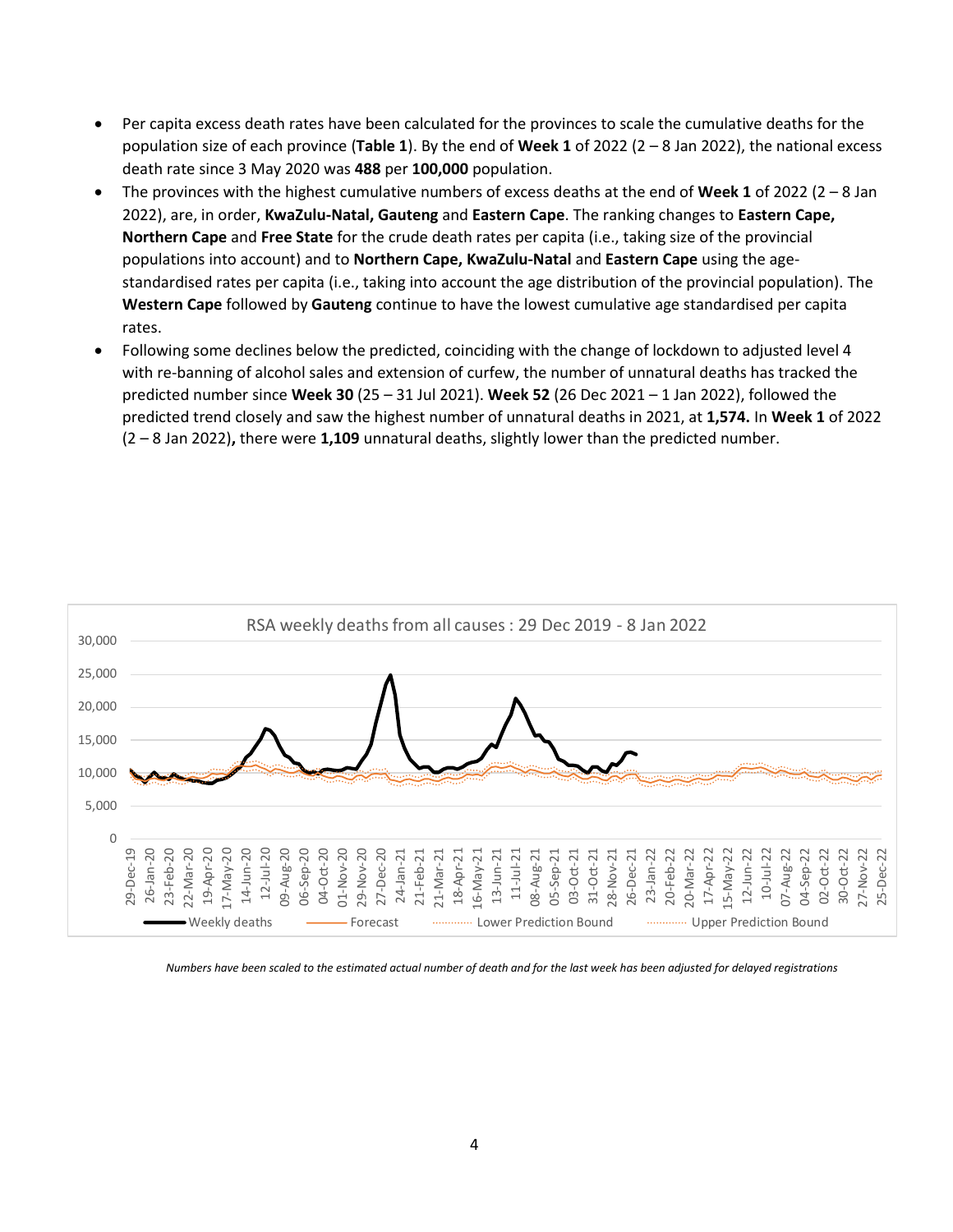- Per capita excess death rates have been calculated for the provinces to scale the cumulative deaths for the population size of each province (**Table 1**). By the end of **Week 1** of 2022 (2 – 8 Jan 2022), the national excess death rate since 3 May 2020 was **488** per **100,000** population.
- The provinces with the highest cumulative numbers of excess deaths at the end of **Week 1** of 2022 (2 – 8 Jan 2022), are, in order, **KwaZulu-Natal, Gauteng** and **Eastern Cape**. The ranking changes to **Eastern Cape, Northern Cape** and **Free State** for the crude death rates per capita (i.e., taking size of the provincial populations into account) and to **Northern Cape, KwaZulu-Natal** and **Eastern Cape** using the age-standardised rates per capita (i.e., taking into account the age distribution of the provincial population). The **Western Cape** followed by **Gauteng** continue to have the lowest cumulative age standardised per capita rates.
- Following some declines below the predicted, coinciding with the change of lockdown to adjusted level 4 with re-banning of alcohol sales and extension of curfew, the number of unnatural deaths has tracked the predicted number since **Week 30** (25 – 31 Jul 2021). **Week 52** (26 Dec 2021 – 1 Jan 2022), followed the predicted trend closely and saw the highest number of unnatural deaths in 2021, at **1,574.** In **Week 1** of 2022 (2 – 8 Jan 2022)**,** there were **1,109** unnatural deaths, slightly lower than the predicted number.

*Numbers have been scaled to the estimated actual number of death and for the last week has been adjusted for delayed registrations*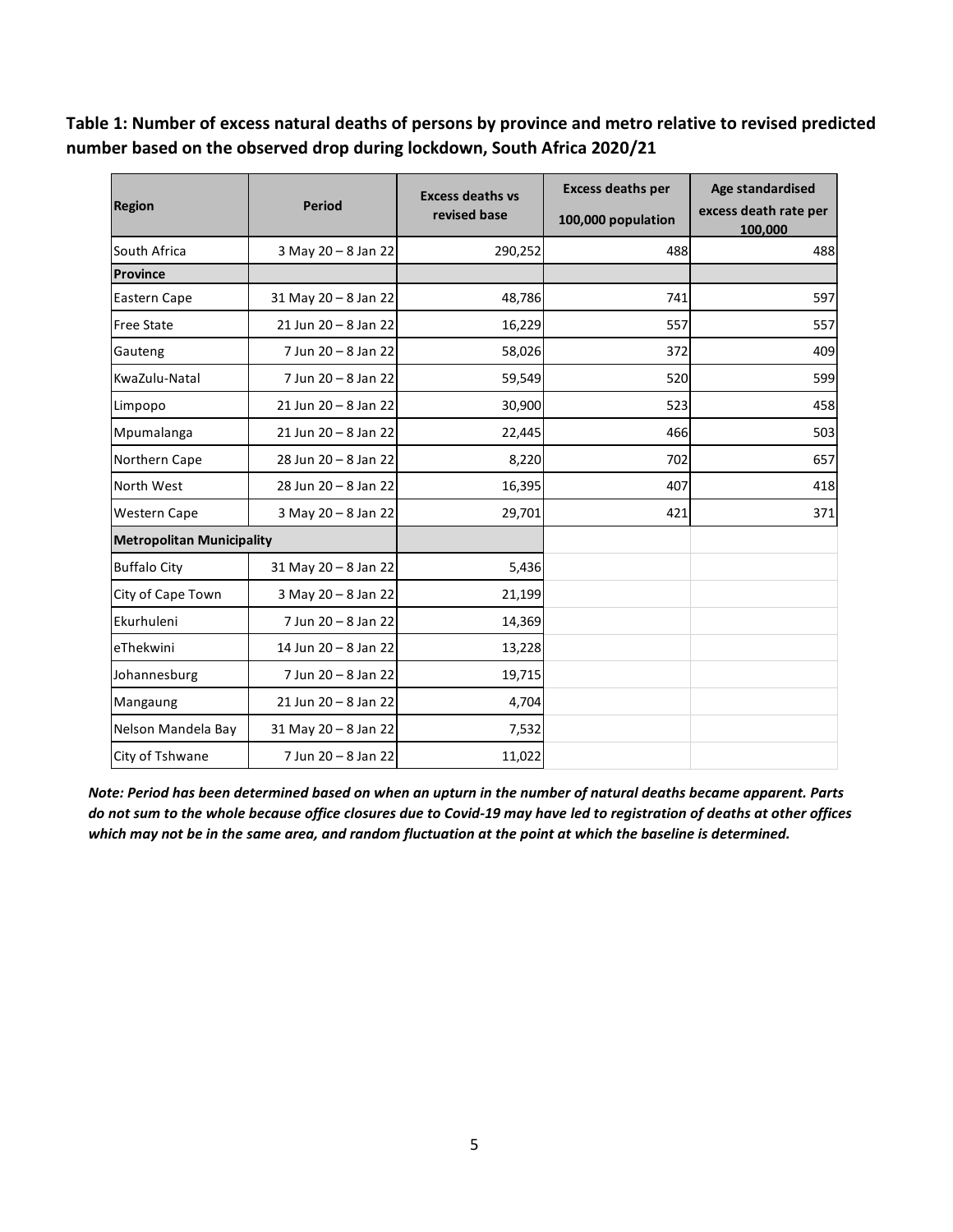**Table 1: Number of excess natural deaths of persons by province and metro relative to revised predicted number based on the observed drop during lockdown, South Africa 2020/21**

| Region | Period | Excess deaths vs revised base | Excess deaths per 100,000 population | Age standardised excess death rate per 100,000 |
|---|---|---|---|---|
| South Africa | 3 May 20 – 8 Jan 22 | 290,252 | 488 | 488 |
| **Province** | | | | |
| Eastern Cape | 31 May 20 – 8 Jan 22 | 48,786 | 741 | 597 |
| Free State | 21 Jun 20 – 8 Jan 22 | 16,229 | 557 | 557 |
| Gauteng | 7 Jun 20 – 8 Jan 22 | 58,026 | 372 | 409 |
| KwaZulu-Natal | 7 Jun 20 – 8 Jan 22 | 59,549 | 520 | 599 |
| Limpopo | 21 Jun 20 – 8 Jan 22 | 30,900 | 523 | 458 |
| Mpumalanga | 21 Jun 20 – 8 Jan 22 | 22,445 | 466 | 503 |
| Northern Cape | 28 Jun 20 – 8 Jan 22 | 8,220 | 702 | 657 |
| North West | 28 Jun 20 – 8 Jan 22 | 16,395 | 407 | 418 |
| Western Cape | 3 May 20 – 8 Jan 22 | 29,701 | 421 | 371 |
| **Metropolitan Municipality** | | | | |
| Buffalo City | 31 May 20 – 8 Jan 22 | 5,436 | | |
| City of Cape Town | 3 May 20 – 8 Jan 22 | 21,199 | | |
| Ekurhuleni | 7 Jun 20 – 8 Jan 22 | 14,369 | | |
| eThekwini | 14 Jun 20 – 8 Jan 22 | 13,228 | | |
| Johannesburg | 7 Jun 20 – 8 Jan 22 | 19,715 | | |
| Mangaung | 21 Jun 20 – 8 Jan 22 | 4,704 | | |
| Nelson Mandela Bay | 31 May 20 – 8 Jan 22 | 7,532 | | |
| City of Tshwane | 7 Jun 20 – 8 Jan 22 | 11,022 | | |

***Note: Period has been determined based on when an upturn in the number of natural deaths became apparent. Parts do not sum to the whole because office closures due to Covid-19 may have led to registration of deaths at other offices which may not be in the same area, and random fluctuation at the point at which the baseline is determined.***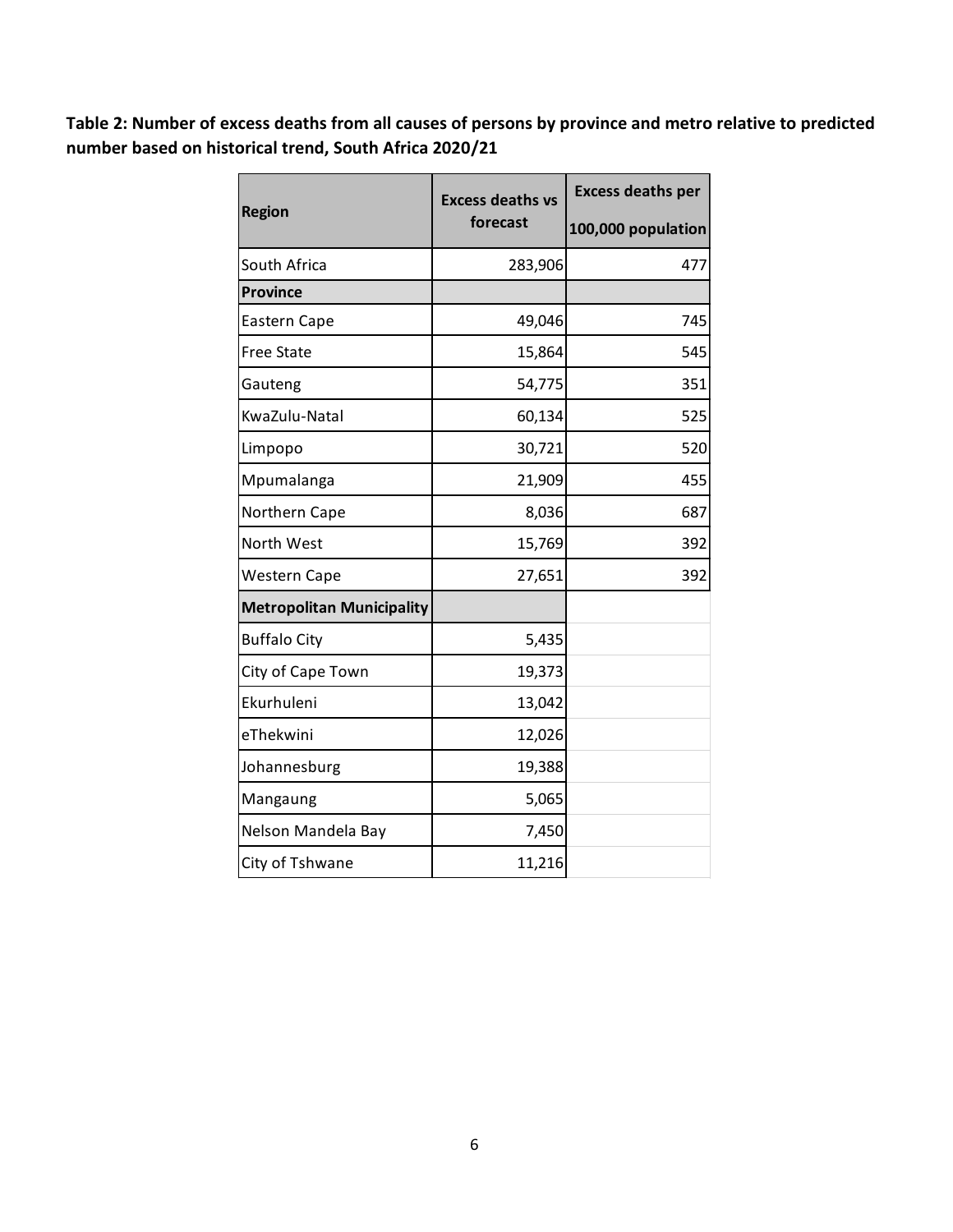**Table 2: Number of excess deaths from all causes of persons by province and metro relative to predicted number based on historical trend, South Africa 2020/21**

| Region | Excess deaths vs forecast | Excess deaths per 100,000 population |
|---|---:|---:|
| South Africa | 283,906 | 477 |
| **Province** | | |
| Eastern Cape | 49,046 | 745 |
| Free State | 15,864 | 545 |
| Gauteng | 54,775 | 351 |
| KwaZulu-Natal | 60,134 | 525 |
| Limpopo | 30,721 | 520 |
| Mpumalanga | 21,909 | 455 |
| Northern Cape | 8,036 | 687 |
| North West | 15,769 | 392 |
| Western Cape | 27,651 | 392 |
| **Metropolitan Municipality** | | |
| Buffalo City | 5,435 | |
| City of Cape Town | 19,373 | |
| Ekurhuleni | 13,042 | |
| eThekwini | 12,026 | |
| Johannesburg | 19,388 | |
| Mangaung | 5,065 | |
| Nelson Mandela Bay | 7,450 | |
| City of Tshwane | 11,216 | |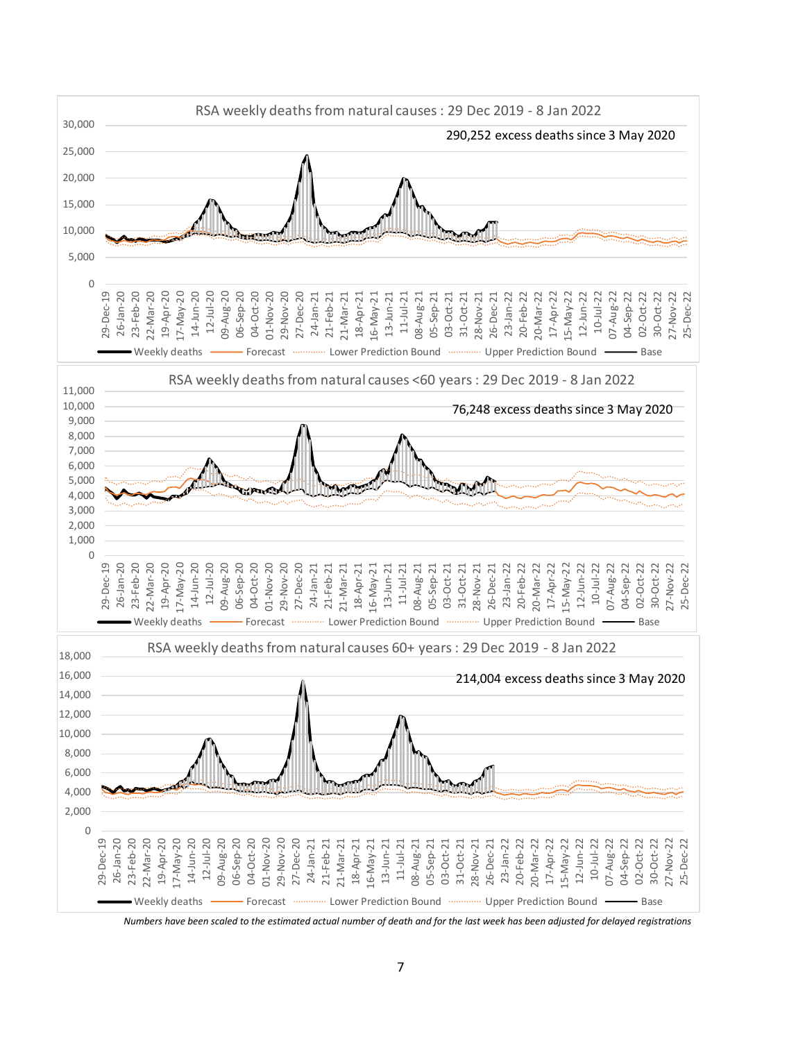RSA weekly deaths from natural causes : 29 Dec 2019 - 8 Jan 2022

290,252 excess deaths since 3 May 2020

RSA weekly deaths from natural causes <60 years : 29 Dec 2019 - 8 Jan 2022

76,248 excess deaths since 3 May 2020

RSA weekly deaths from natural causes 60+ years : 29 Dec 2019 - 8 Jan 2022

214,004 excess deaths since 3 May 2020

*Numbers have been scaled to the estimated actual number of death and for the last week has been adjusted for delayed registrations*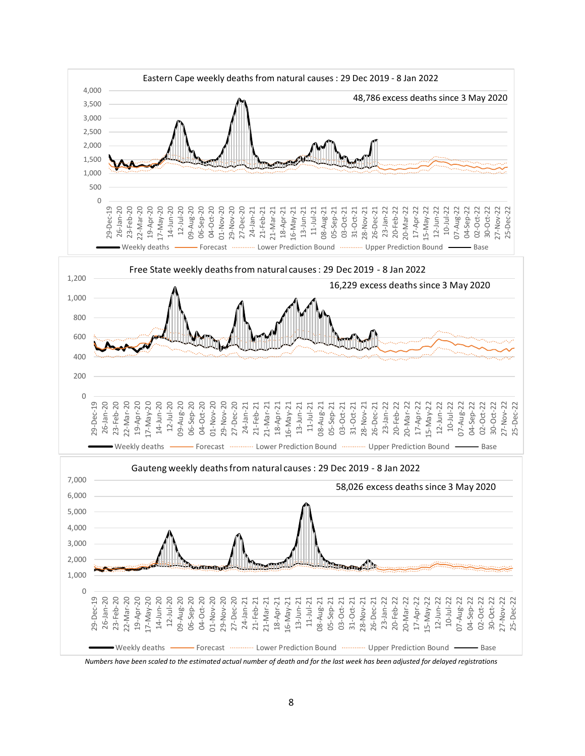Eastern Cape weekly deaths from natural causes : 29 Dec 2019 - 8 Jan 2022

48,786 excess deaths since 3 May 2020

Free State weekly deaths from natural causes : 29 Dec 2019 - 8 Jan 2022

16,229 excess deaths since 3 May 2020

Gauteng weekly deaths from natural causes : 29 Dec 2019 - 8 Jan 2022

58,026 excess deaths since 3 May 2020

*Numbers have been scaled to the estimated actual number of death and for the last week has been adjusted for delayed registrations*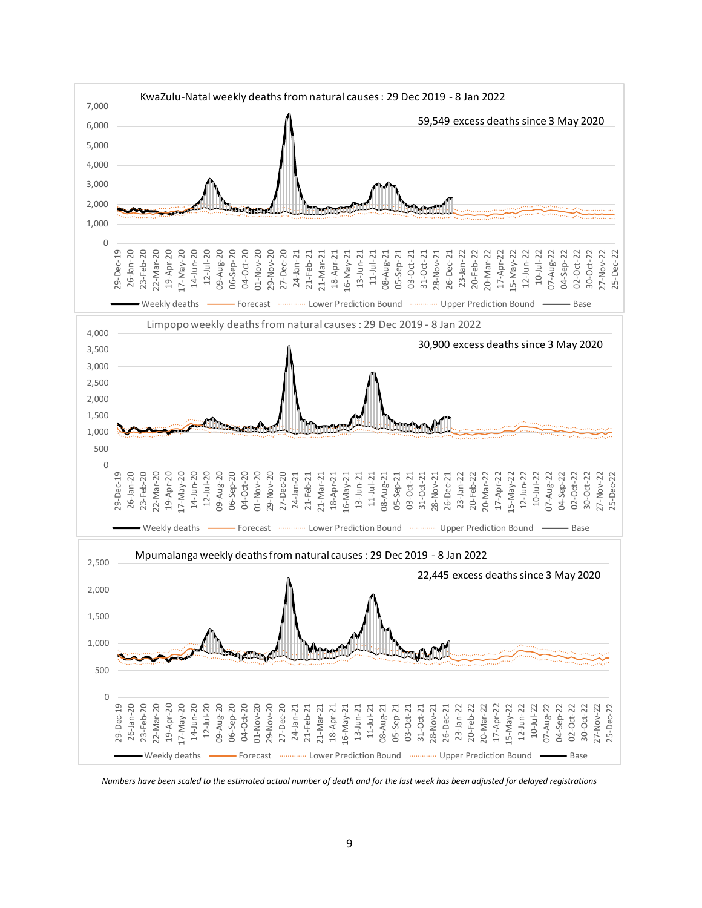KwaZulu-Natal weekly deaths from natural causes : 29 Dec 2019 - 8 Jan 2022

59,549 excess deaths since 3 May 2020

Weekly deaths — Forecast — Lower Prediction Bound — Upper Prediction Bound — Base

Limpopo weekly deaths from natural causes : 29 Dec 2019 - 8 Jan 2022

30,900 excess deaths since 3 May 2020

Weekly deaths — Forecast — Lower Prediction Bound — Upper Prediction Bound — Base

Mpumalanga weekly deaths from natural causes : 29 Dec 2019 - 8 Jan 2022

22,445 excess deaths since 3 May 2020

Weekly deaths — Forecast — Lower Prediction Bound — Upper Prediction Bound — Base

*Numbers have been scaled to the estimated actual number of death and for the last week has been adjusted for delayed registrations*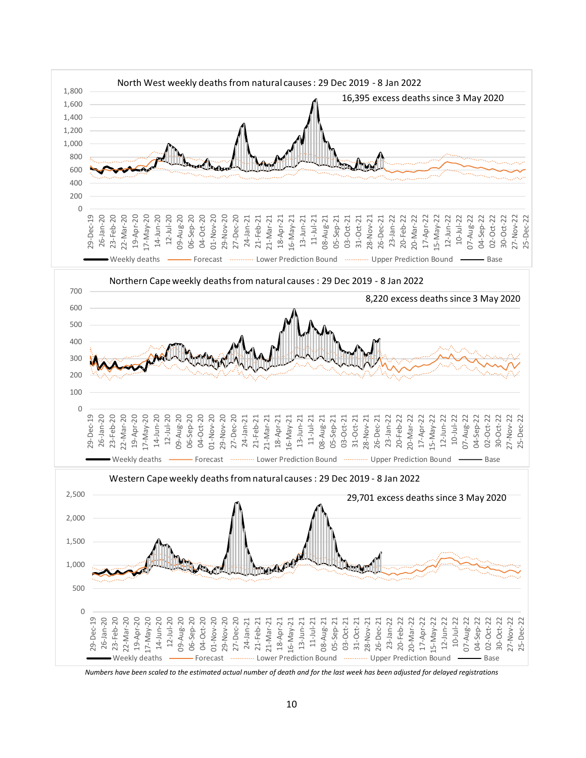North West weekly deaths from natural causes : 29 Dec 2019 - 8 Jan 2022

16,395 excess deaths since 3 May 2020

Weekly deaths | Forecast | Lower Prediction Bound | Upper Prediction Bound | Base

Northern Cape weekly deaths from natural causes : 29 Dec 2019 - 8 Jan 2022

8,220 excess deaths since 3 May 2020

Weekly deaths | Forecast | Lower Prediction Bound | Upper Prediction Bound | Base

Western Cape weekly deaths from natural causes : 29 Dec 2019 - 8 Jan 2022

29,701 excess deaths since 3 May 2020

Weekly deaths | Forecast | Lower Prediction Bound | Upper Prediction Bound | Base

*Numbers have been scaled to the estimated actual number of death and for the last week has been adjusted for delayed registrations*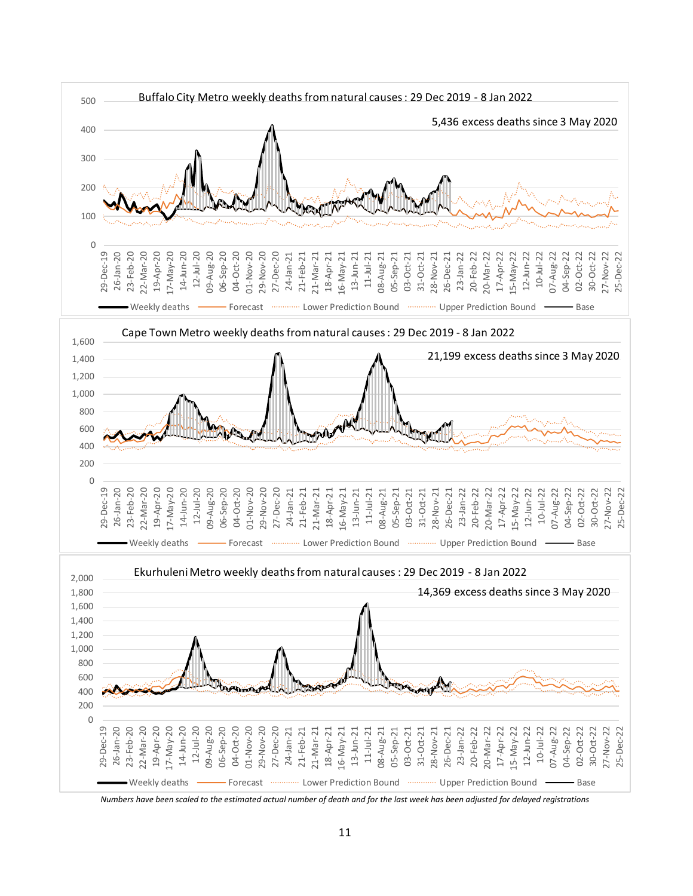Buffalo City Metro weekly deaths from natural causes : 29 Dec 2019 - 8 Jan 2022

5,436 excess deaths since 3 May 2020

Cape Town Metro weekly deaths from natural causes : 29 Dec 2019 - 8 Jan 2022

21,199 excess deaths since 3 May 2020

Ekurhuleni Metro weekly deaths from natural causes : 29 Dec 2019 - 8 Jan 2022

14,369 excess deaths since 3 May 2020

*Numbers have been scaled to the estimated actual number of death and for the last week has been adjusted for delayed registrations*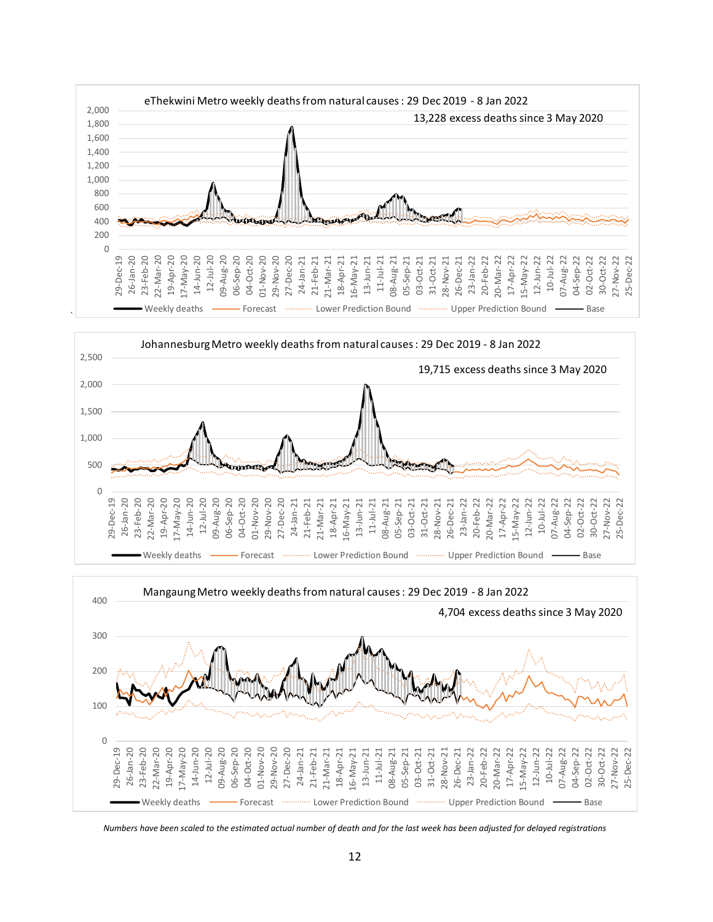eThekwini Metro weekly deaths from natural causes : 29 Dec 2019 - 8 Jan 2022

13,228 excess deaths since 3 May 2020

Johannesburg Metro weekly deaths from natural causes : 29 Dec 2019 - 8 Jan 2022

19,715 excess deaths since 3 May 2020

Mangaung Metro weekly deaths from natural causes : 29 Dec 2019 - 8 Jan 2022

4,704 excess deaths since 3 May 2020

*Numbers have been scaled to the estimated actual number of death and for the last week has been adjusted for delayed registrations*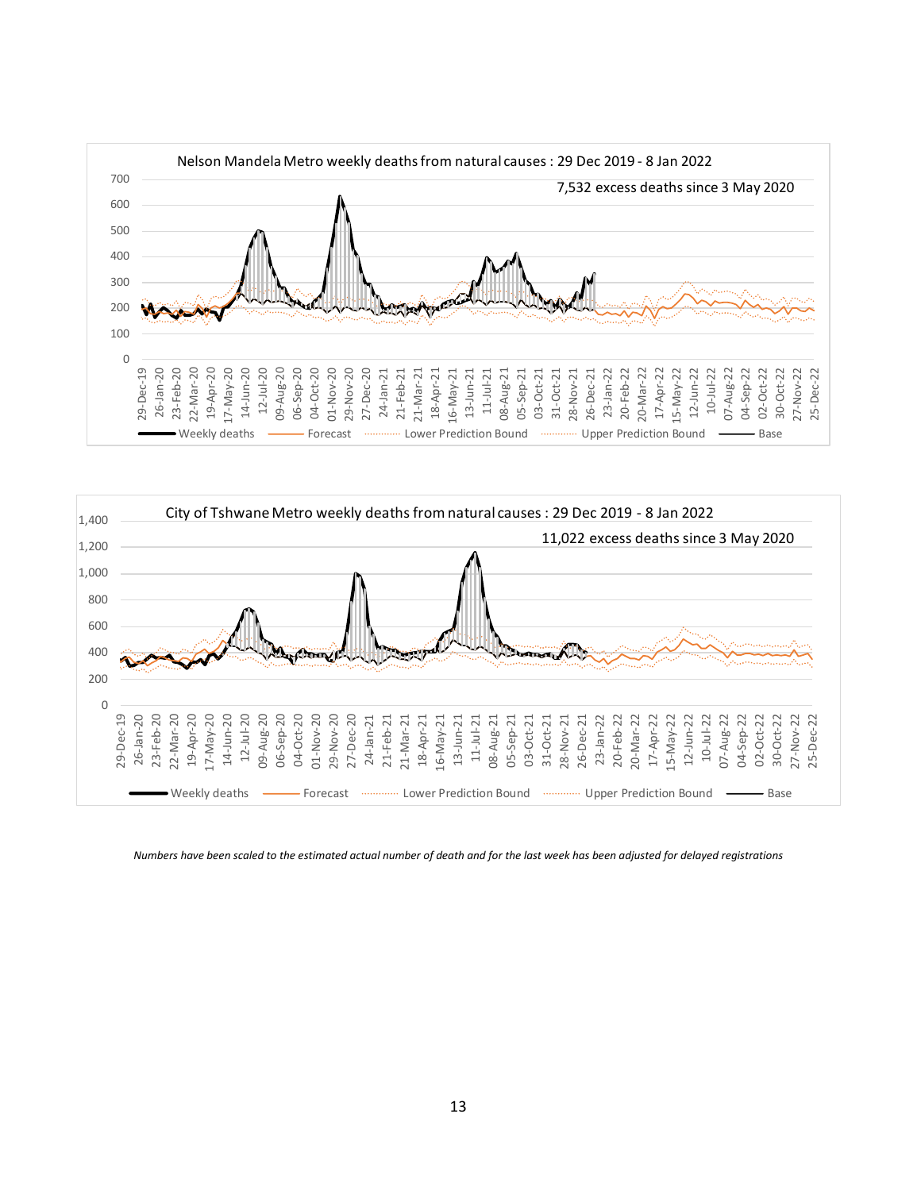Nelson Mandela Metro weekly deaths from natural causes : 29 Dec 2019 - 8 Jan 2022

7,532 excess deaths since 3 May 2020

City of Tshwane Metro weekly deaths from natural causes : 29 Dec 2019 - 8 Jan 2022

11,022 excess deaths since 3 May 2020

*Numbers have been scaled to the estimated actual number of death and for the last week has been adjusted for delayed registrations*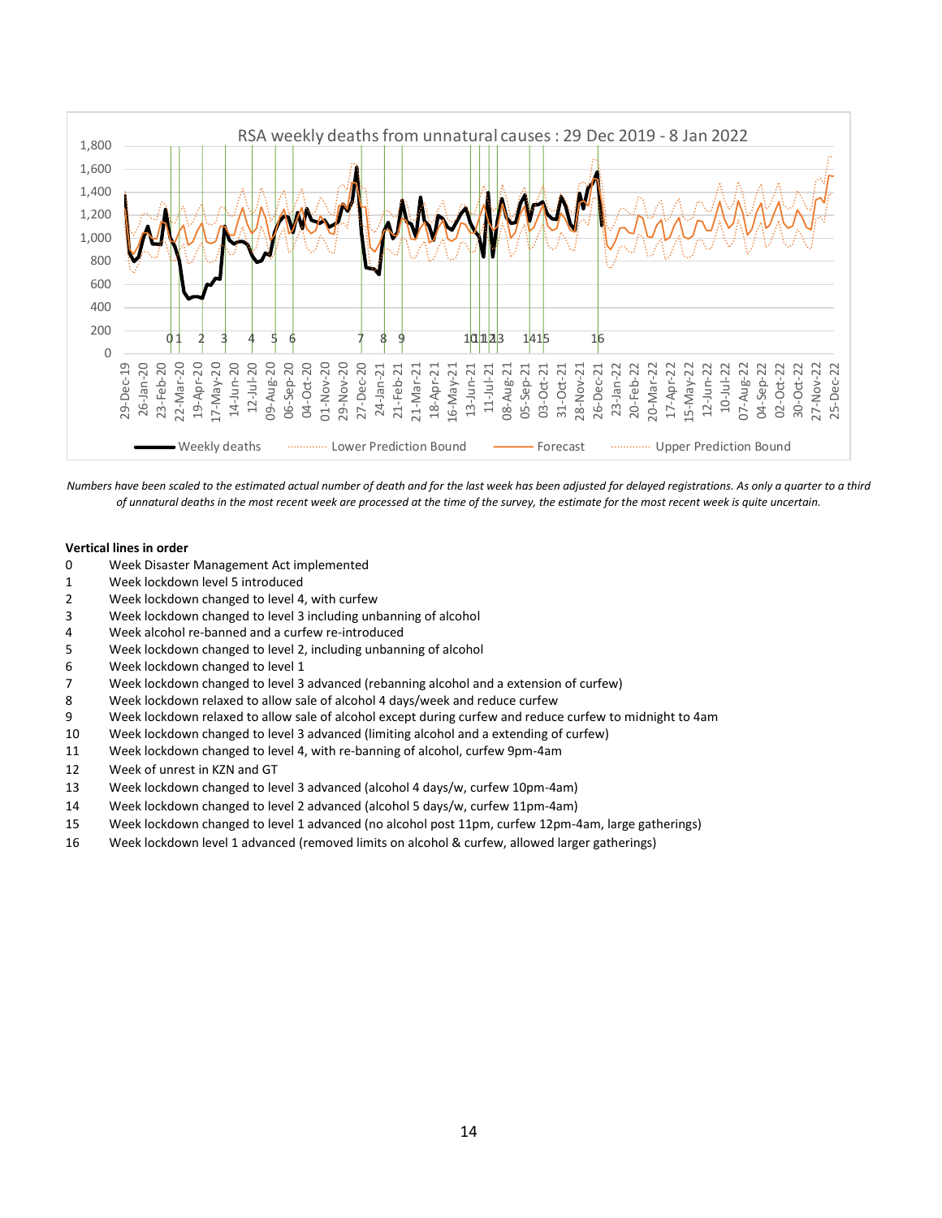RSA weekly deaths from unnatural causes : 29 Dec 2019 - 8 Jan 2022

1,800
1,600
1,400
1,200
1,000
800
600
400
200
0

0 1 2 3 4 5 6 7 8 9 10 11 12 13 14 15 16

29-Dec-19, 26-Jan-20, 23-Feb-20, 22-Mar-20, 19-Apr-20, 17-May-20, 14-Jun-20, 12-Jul-20, 09-Aug-20, 06-Sep-20, 04-Oct-20, 01-Nov-20, 29-Nov-20, 27-Dec-20, 24-Jan-21, 21-Feb-21, 21-Mar-21, 18-Apr-21, 16-May-21, 13-Jun-21, 11-Jul-21, 08-Aug-21, 05-Sep-21, 03-Oct-21, 31-Oct-21, 28-Nov-21, 26-Dec-21, 23-Jan-22, 20-Feb-22, 20-Mar-22, 17-Apr-22, 15-May-22, 12-Jun-22, 10-Jul-22, 07-Aug-22, 04-Sep-22, 02-Oct-22, 30-Oct-22, 27-Nov-22, 25-Dec-22

Weekly deaths, Lower Prediction Bound, Forecast, Upper Prediction Bound

*Numbers have been scaled to the estimated actual number of death and for the last week has been adjusted for delayed registrations. As only a quarter to a third of unnatural deaths in the most recent week are processed at the time of the survey, the estimate for the most recent week is quite uncertain.*

**Vertical lines in order**

0 Week Disaster Management Act implemented
1 Week lockdown level 5 introduced
2 Week lockdown changed to level 4, with curfew
3 Week lockdown changed to level 3 including unbanning of alcohol
4 Week alcohol re-banned and a curfew re-introduced
5 Week lockdown changed to level 2, including unbanning of alcohol
6 Week lockdown changed to level 1
7 Week lockdown changed to level 3 advanced (rebanning alcohol and a extension of curfew)
8 Week lockdown relaxed to allow sale of alcohol 4 days/week and reduce curfew
9 Week lockdown relaxed to allow sale of alcohol except during curfew and reduce curfew to midnight to 4am
10 Week lockdown changed to level 3 advanced (limiting alcohol and a extending of curfew)
11 Week lockdown changed to level 4, with re-banning of alcohol, curfew 9pm-4am
12 Week of unrest in KZN and GT
13 Week lockdown changed to level 3 advanced (alcohol 4 days/w, curfew 10pm-4am)
14 Week lockdown changed to level 2 advanced (alcohol 5 days/w, curfew 11pm-4am)
15 Week lockdown changed to level 1 advanced (no alcohol post 11pm, curfew 12pm-4am, large gatherings)
16 Week lockdown level 1 advanced (removed limits on alcohol & curfew, allowed larger gatherings)